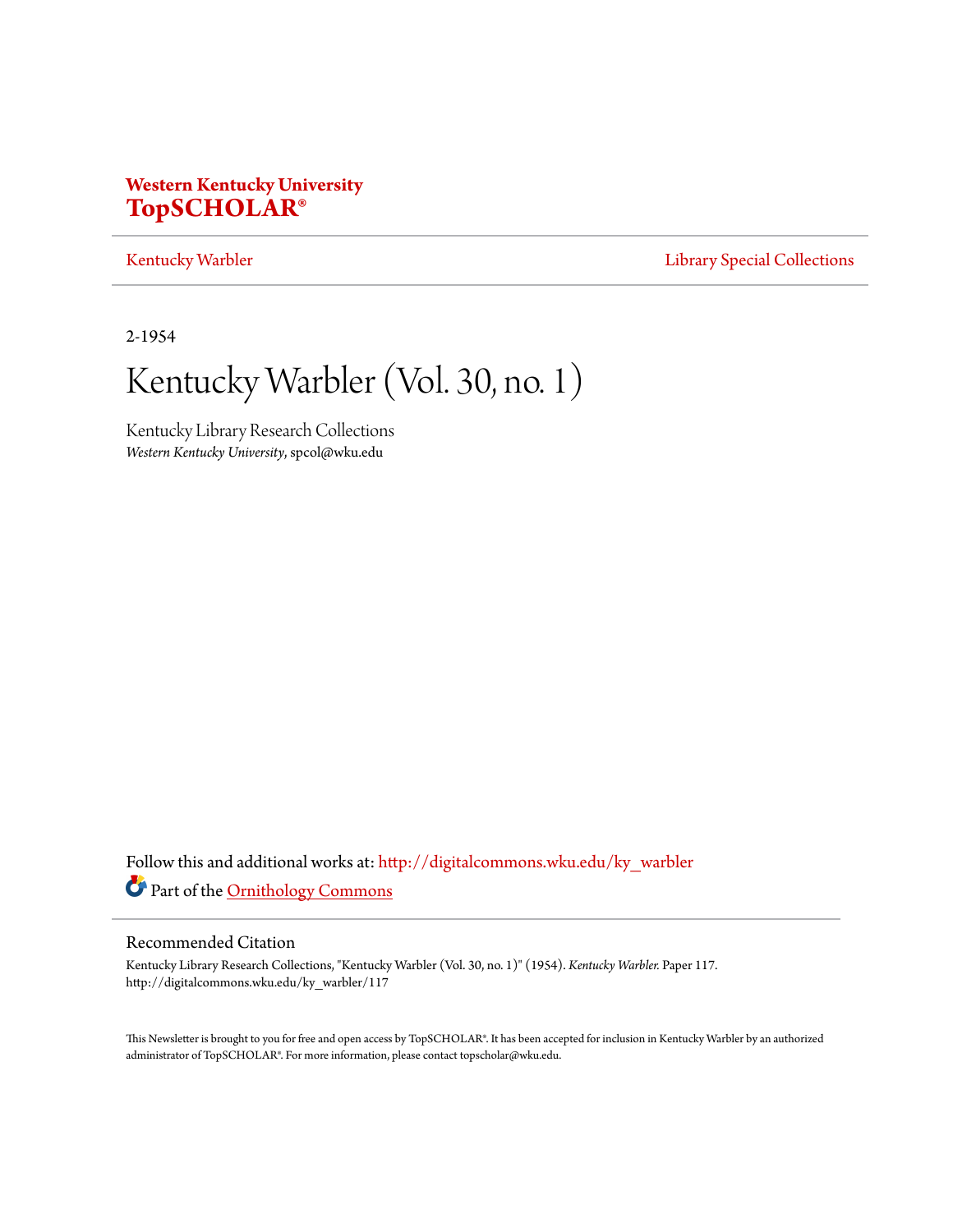**Western Kentucky University**
**TopSCHOLAR®**

Kentucky Warbler | Library Special Collections

2-1954

# Kentucky Warbler (Vol. 30, no. 1)

Kentucky Library Research Collections
*Western Kentucky University*, spcol@wku.edu

Follow this and additional works at: http://digitalcommons.wku.edu/ky_warbler

Part of the Ornithology Commons

## Recommended Citation

Kentucky Library Research Collections, "Kentucky Warbler (Vol. 30, no. 1)" (1954). *Kentucky Warbler.* Paper 117.
http://digitalcommons.wku.edu/ky_warbler/117

This Newsletter is brought to you for free and open access by TopSCHOLAR®. It has been accepted for inclusion in Kentucky Warbler by an authorized administrator of TopSCHOLAR®. For more information, please contact topscholar@wku.edu.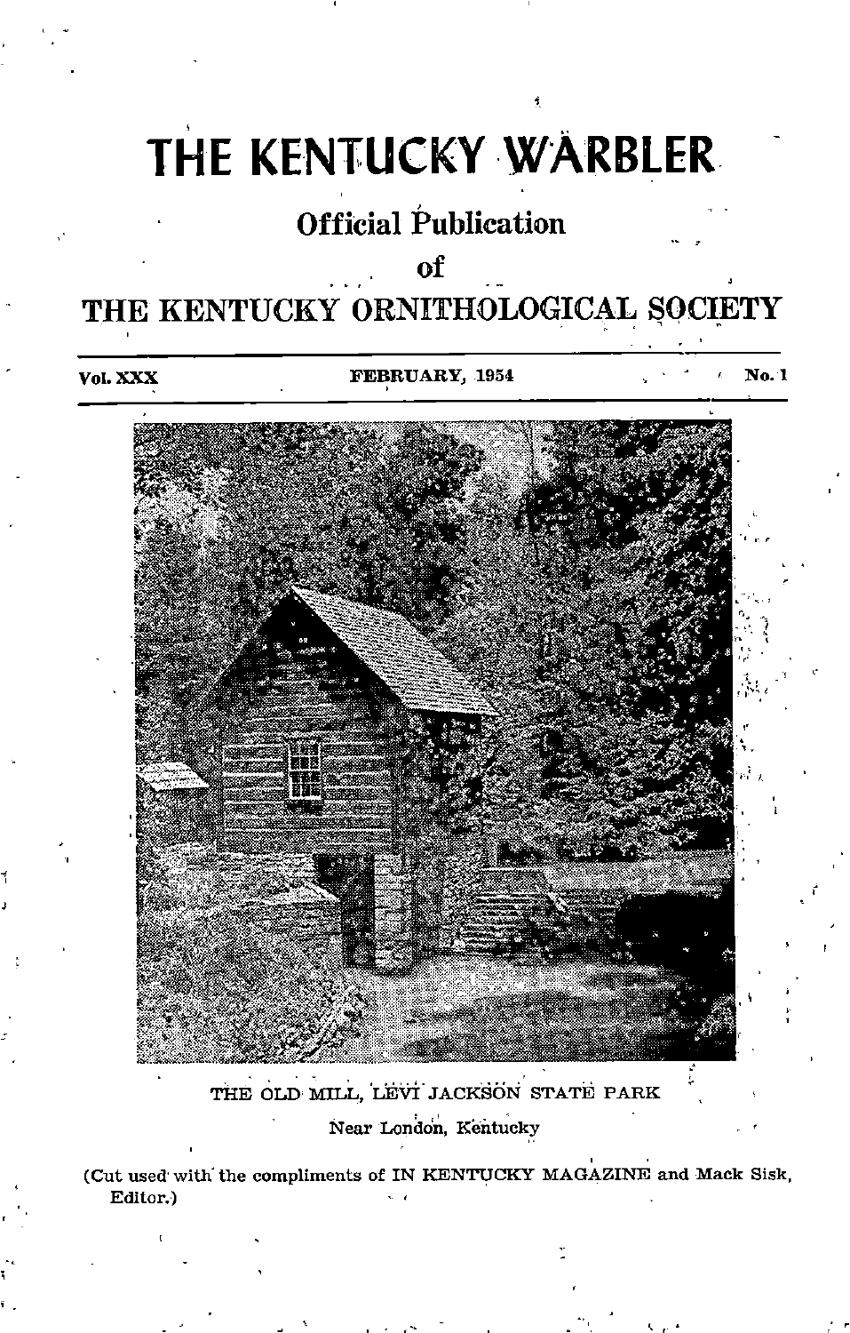# THE KENTUCKY WARBLER

## Official Publication

## of

## THE KENTUCKY ORNITHOLOGICAL SOCIETY

Vol. XXX — FEBRUARY, 1954 — No. 1

THE OLD MILL, LEVI JACKSON STATE PARK

Near London, Kentucky

(Cut used with the compliments of IN KENTUCKY MAGAZINE and Mack Sisk, Editor.)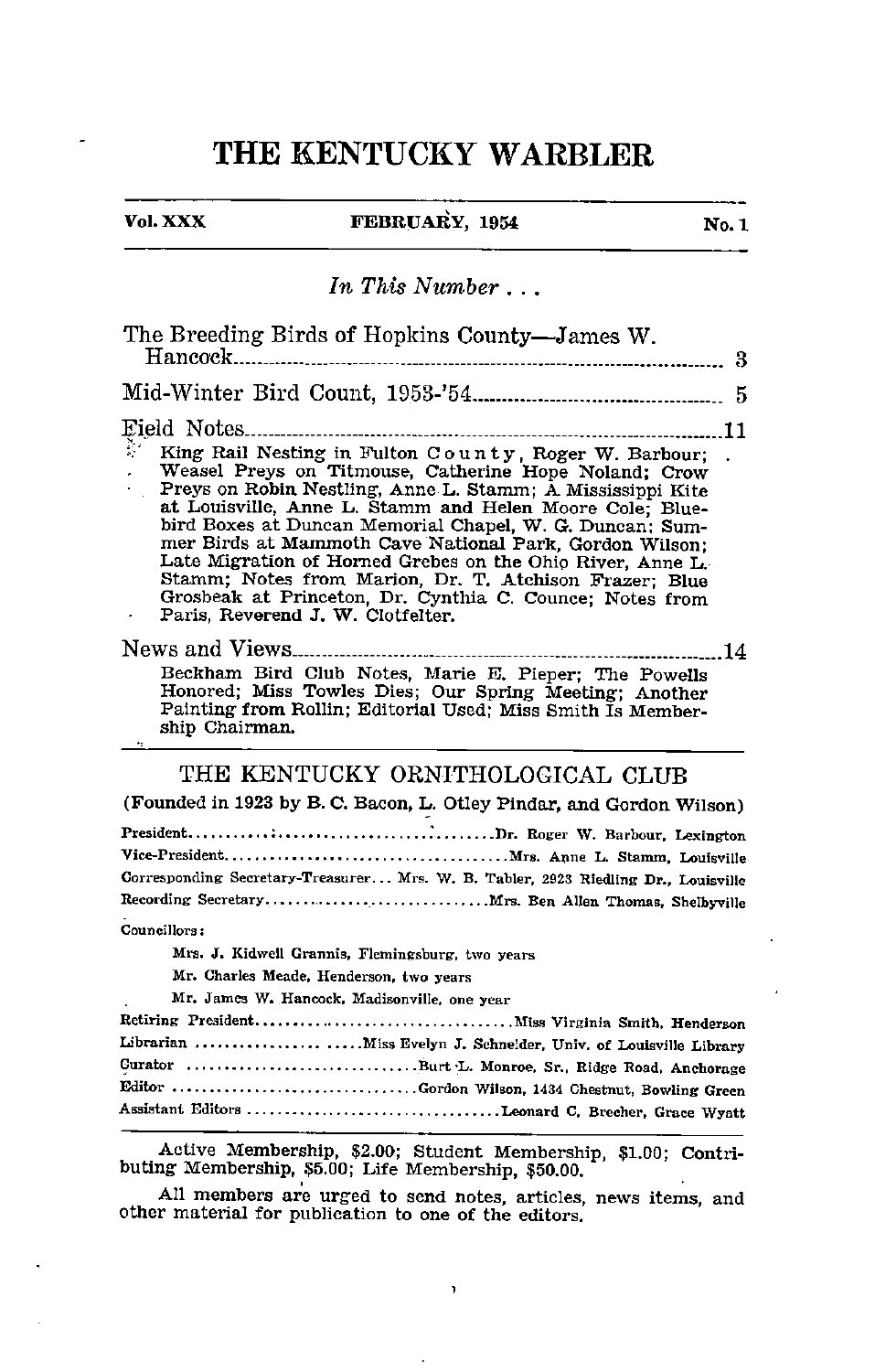# THE KENTUCKY WARBLER

**Vol. XXX** **FEBRUARY, 1954** **No. 1**

*In This Number . . .*

The Breeding Birds of Hopkins County—James W. Hancock ........ 3

Mid-Winter Bird Count, 1953-'54 ........ 5

Field Notes ........ 11

King Rail Nesting in Fulton County, Roger W. Barbour; Weasel Preys on Titmouse, Catherine Hope Noland; Crow Preys on Robin Nestling, Anne L. Stamm; A Mississippi Kite at Louisville, Anne L. Stamm and Helen Moore Cole; Bluebird Boxes at Duncan Memorial Chapel, W. G. Duncan; Summer Birds at Mammoth Cave National Park, Gordon Wilson; Late Migration of Horned Grebes on the Ohio River, Anne L. Stamm; Notes from Marion, Dr. T. Atchison Frazer; Blue Grosbeak at Princeton, Dr. Cynthia C. Counce; Notes from Paris, Reverend J. W. Clotfelter.

News and Views ........ 14

Beckham Bird Club Notes, Marie E. Pieper; The Powells Honored; Miss Towles Dies; Our Spring Meeting; Another Painting from Rollin; Editorial Used; Miss Smith Is Membership Chairman.

## THE KENTUCKY ORNITHOLOGICAL CLUB

**(Founded in 1923 by B. C. Bacon, L. Otley Pindar, and Gordon Wilson)**

President ........ Dr. Roger W. Barbour, Lexington
Vice-President ........ Mrs. Anne L. Stamm, Louisville
Corresponding Secretary-Treasurer ... Mrs. W. B. Tabler, 2923 Riedling Dr., Louisville
Recording Secretary ........ Mrs. Ben Allen Thomas, Shelbyville

Councillors:

Mrs. J. Kidwell Grannis, Flemingsburg, two years
Mr. Charles Meade, Henderson, two years
Mr. James W. Hancock, Madisonville, one year

Retiring President ........ Miss Virginia Smith, Henderson
Librarian ........ Miss Evelyn J. Schneider, Univ. of Louisville Library
Curator ........ Burt L. Monroe, Sr., Ridge Road, Anchorage
Editor ........ Gordon Wilson, 1434 Chestnut, Bowling Green
Assistant Editors ........ Leonard C. Brecher, Grace Wyatt

Active Membership, $2.00; Student Membership, $1.00; Contributing Membership, $5.00; Life Membership, $50.00.

All members are urged to send notes, articles, news items, and other material for publication to one of the editors.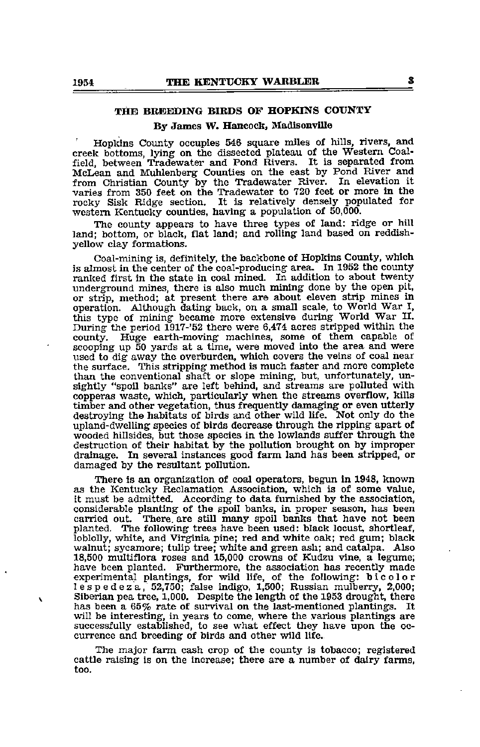## THE BREEDING BIRDS OF HOPKINS COUNTY

**By James W. Hancock, Madisonville**

Hopkins County occupies 546 square miles of hills, rivers, and creek bottoms, lying on the dissected plateau of the Western Coalfield, between Tradewater and Pond Rivers. It is separated from McLean and Muhlenberg Counties on the east by Pond River and from Christian County by the Tradewater River. In elevation it varies from 350 feet on the Tradewater to 720 feet or more in the rocky Sisk Ridge section. It is relatively densely populated for western Kentucky counties, having a population of 50,000.

The county appears to have three types of land: ridge or hill land; bottom, or black, flat land; and rolling land based on reddish-yellow clay formations.

Coal-mining is, definitely, the backbone of Hopkins County, which is almost in the center of the coal-producing area. In 1952 the county ranked first in the state in coal mined. In addition to about twenty underground mines, there is also much mining done by the open pit, or strip, method; at present there are about eleven strip mines in operation. Although dating back, on a small scale, to World War I, this type of mining became more extensive during World War II. During the period 1917-'52 there were 6,474 acres stripped within the county. Huge earth-moving machines, some of them capable of scooping up 50 yards at a time, were moved into the area and were used to dig away the overburden, which covers the veins of coal near the surface. This stripping method is much faster and more complete than the conventional shaft or slope mining, but, unfortunately, unsightly "spoil banks" are left behind, and streams are polluted with copperas waste, which, particularly when the streams overflow, kills timber and other vegetation, thus frequently damaging or even utterly destroying the habitats of birds and other wild life. Not only do the upland-dwelling species of birds decrease through the ripping apart of wooded hillsides, but those species in the lowlands suffer through the destruction of their habitat by the pollution brought on by improper drainage. In several instances good farm land has been stripped, or damaged by the resultant pollution.

There is an organization of coal operators, begun in 1948, known as the Kentucky Reclamation Association, which is of some value, it must be admitted. According to data furnished by the association, considerable planting of the spoil banks, in proper season, has been carried out. There are still many spoil banks that have not been planted. The following trees have been used: black locust, shortleaf, loblolly, white, and Virginia pine; red and white oak; red gum; black walnut; sycamore; tulip tree; white and green ash; and catalpa. Also 18,500 multiflora roses and 15,000 crowns of Kudzu vine, a legume, have been planted. Furthermore, the association has recently made experimental plantings, for wild life, of the following: bicolor lespedeza, 52,750; false indigo, 1,500; Russian mulberry, 2,000; Siberian pea tree, 1,000. Despite the length of the 1953 drought, there has been a 65% rate of survival on the last-mentioned plantings. It will be interesting, in years to come, where the various plantings are successfully established, to see what effect they have upon the occurrence and breeding of birds and other wild life.

The major farm cash crop of the county is tobacco; registered cattle raising is on the increase; there are a number of dairy farms, too.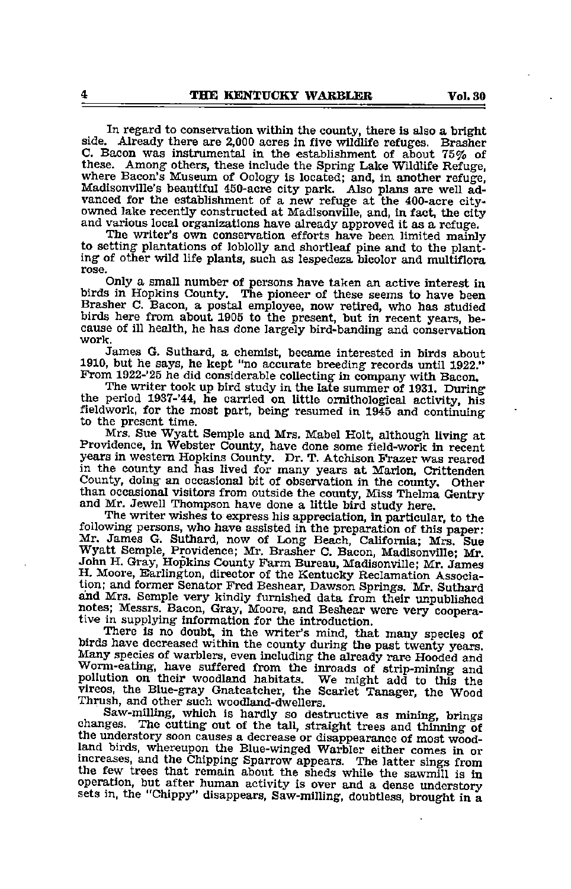In regard to conservation within the county, there is also a bright side. Already there are 2,000 acres in five wildlife refuges. Brasher C. Bacon was instrumental in the establishment of about 75% of these. Among others, these include the Spring Lake Wildlife Refuge, where Bacon's Museum of Oology is located; and, in another refuge, Madisonville's beautiful 450-acre city park. Also plans are well advanced for the establishment of a new refuge at the 400-acre city-owned lake recently constructed at Madisonville, and, in fact, the city and various local organizations have already approved it as a refuge.

The writer's own conservation efforts have been limited mainly to setting plantations of loblolly and shortleaf pine and to the planting of other wild life plants, such as lespedeza bicolor and multiflora rose.

Only a small number of persons have taken an active interest in birds in Hopkins County. The pioneer of these seems to have been Brasher C. Bacon, a postal employee, now retired, who has studied birds here from about 1905 to the present, but in recent years, because of ill health, he has done largely bird-banding and conservation work.

James G. Suthard, a chemist, became interested in birds about 1910, but he says, he kept "no accurate breeding records until 1922." From 1922-'25 he did considerable collecting in company with Bacon.

The writer took up bird study in the late summer of 1931. During the period 1937-'44, he carried on little ornithological activity, his fieldwork, for the most part, being resumed in 1945 and continuing to the present time.

Mrs. Sue Wyatt Semple and Mrs. Mabel Holt, although living at Providence, in Webster County, have done some field-work in recent years in western Hopkins County. Dr. T. Atchison Frazer was reared in the county and has lived for many years at Marion, Crittenden County, doing an occasional bit of observation in the county. Other than occasional visitors from outside the county, Miss Thelma Gentry and Mr. Jewell Thompson have done a little bird study here.

The writer wishes to express his appreciation, in particular, to the following persons, who have assisted in the preparation of this paper: Mr. James G. Suthard, now of Long Beach, California; Mrs. Sue Wyatt Semple, Providence; Mr. Brasher C. Bacon, Madisonville; Mr. John H. Gray, Hopkins County Farm Bureau, Madisonville; Mr. James H. Moore, Earlington, director of the Kentucky Reclamation Association; and former Senator Fred Beshear, Dawson Springs. Mr. Suthard and Mrs. Semple very kindly furnished data from their unpublished notes; Messrs. Bacon, Gray, Moore, and Beshear were very cooperative in supplying information for the introduction.

There is no doubt, in the writer's mind, that many species of birds have decreased within the county during the past twenty years. Many species of warblers, even including the already rare Hooded and Worm-eating, have suffered from the inroads of strip-mining and pollution on their woodland habitats. We might add to this the vireos, the Blue-gray Gnatcatcher, the Scarlet Tanager, the Wood Thrush, and other such woodland-dwellers.

Saw-milling, which is hardly so destructive as mining, brings changes. The cutting out of the tall, straight trees and thinning of the understory soon causes a decrease or disappearance of most woodland birds, whereupon the Blue-winged Warbler either comes in or increases, and the Chipping Sparrow appears. The latter sings from the few trees that remain about the sheds while the sawmill is in operation, but after human activity is over and a dense understory sets in, the "Chippy" disappears, Saw-milling, doubtless, brought in a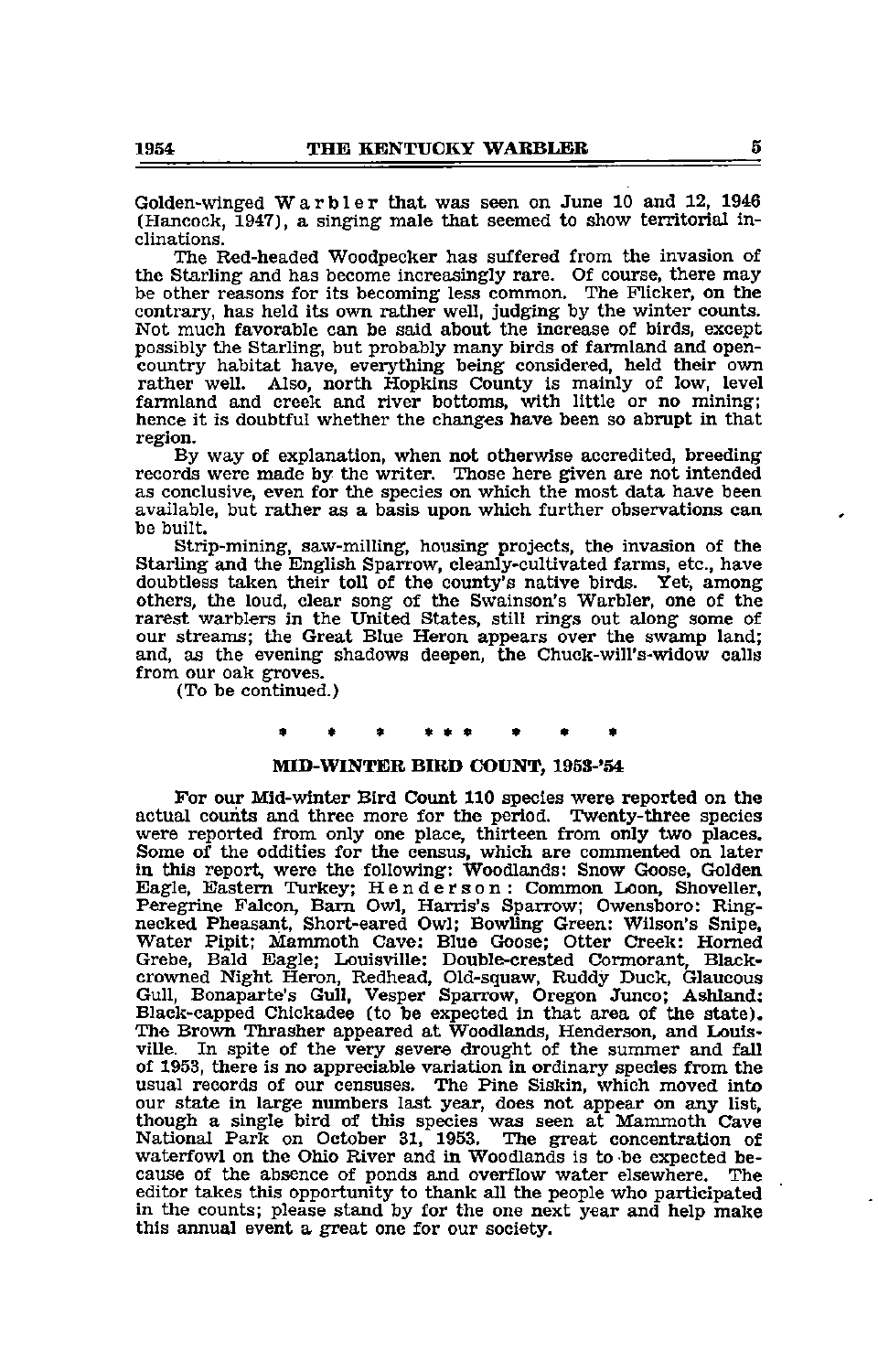Golden-winged Warbler that was seen on June 10 and 12, 1946 (Hancock, 1947), a singing male that seemed to show territorial inclinations.

The Red-headed Woodpecker has suffered from the invasion of the Starling and has become increasingly rare. Of course, there may be other reasons for its becoming less common. The Flicker, on the contrary, has held its own rather well, judging by the winter counts. Not much favorable can be said about the increase of birds, except possibly the Starling, but probably many birds of farmland and open-country habitat have, everything being considered, held their own rather well. Also, north Hopkins County is mainly of low, level farmland and creek and river bottoms, with little or no mining; hence it is doubtful whether the changes have been so abrupt in that region.

By way of explanation, when not otherwise accredited, breeding records were made by the writer. Those here given are not intended as conclusive, even for the species on which the most data have been available, but rather as a basis upon which further observations can be built.

Strip-mining, saw-milling, housing projects, the invasion of the Starling and the English Sparrow, cleanly-cultivated farms, etc., have doubtless taken their toll of the county's native birds. Yet, among others, the loud, clear song of the Swainson's Warbler, one of the rarest warblers in the United States, still rings out along some of our streams; the Great Blue Heron appears over the swamp land; and, as the evening shadows deepen, the Chuck-will's-widow calls from our oak groves.

(To be continued.)

\* \* \* \* \* \* \* \* \*

## MID-WINTER BIRD COUNT, 1953-'54

For our Mid-winter Bird Count 110 species were reported on the actual counts and three more for the period. Twenty-three species were reported from only one place, thirteen from only two places. Some of the oddities for the census, which are commented on later in this report, were the following: Woodlands: Snow Goose, Golden Eagle, Eastern Turkey; Henderson: Common Loon, Shoveller, Peregrine Falcon, Barn Owl, Harris's Sparrow; Owensboro: Ring-necked Pheasant, Short-eared Owl; Bowling Green: Wilson's Snipe, Water Pipit; Mammoth Cave: Blue Goose; Otter Creek: Horned Grebe, Bald Eagle; Louisville: Double-crested Cormorant, Black-crowned Night Heron, Redhead, Old-squaw, Ruddy Duck, Glaucous Gull, Bonaparte's Gull, Vesper Sparrow, Oregon Junco; Ashland: Black-capped Chickadee (to be expected in that area of the state). The Brown Thrasher appeared at Woodlands, Henderson, and Louisville. In spite of the very severe drought of the summer and fall of 1953, there is no appreciable variation in ordinary species from the usual records of our censuses. The Pine Siskin, which moved into our state in large numbers last year, does not appear on any list, though a single bird of this species was seen at Mammoth Cave National Park on October 31, 1953. The great concentration of waterfowl on the Ohio River and in Woodlands is to be expected because of the absence of ponds and overflow water elsewhere. The editor takes this opportunity to thank all the people who participated in the counts; please stand by for the one next year and help make this annual event a great one for our society.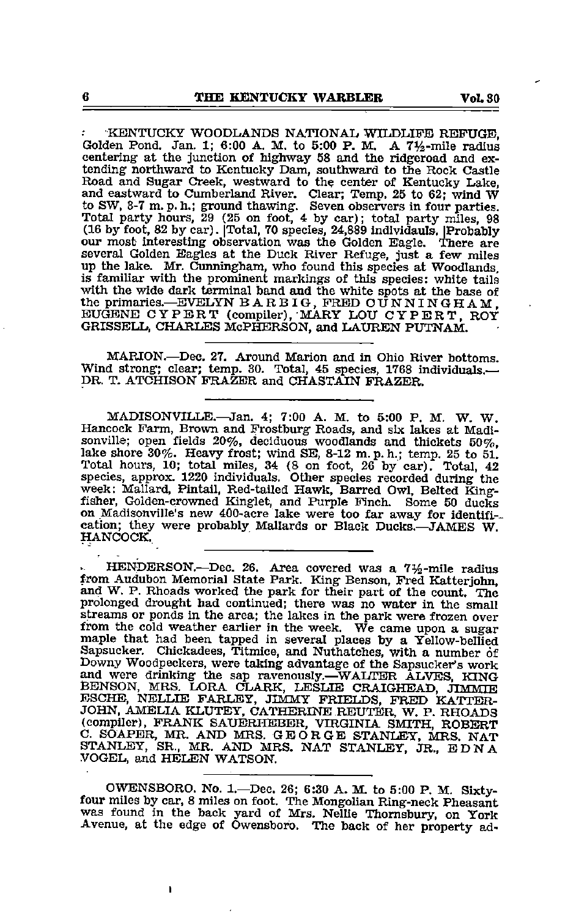KENTUCKY WOODLANDS NATIONAL WILDLIFE REFUGE, Golden Pond. Jan. 1; 6:00 A. M. to 5:00 P. M. A 7½-mile radius centering at the junction of highway 58 and the ridgeroad and extending northward to Kentucky Dam, southward to the Rock Castle Road and Sugar Creek, westward to the center of Kentucky Lake, and eastward to Cumberland River. Clear; Temp. 25 to 62; wind W to SW, 3-7 m. p. h.; ground thawing. Seven observers in four parties. Total party hours, 29 (25 on foot, 4 by car); total party miles, 98 (16 by foot, 82 by car). |Total, 70 species, 24,889 individauls. |Probably our most interesting observation was the Golden Eagle. There are several Golden Eagles at the Duck River Refuge, just a few miles up the lake. Mr. Cunningham, who found this species at Woodlands, is familiar with the prominent markings of this species: white tails with the wide dark terminal band and the white spots at the base of the primaries.—EVELYN BARBIG, FRED CUNNINGHAM, EUGENE CYPERT (compiler), MARY LOU CYPERT, ROY GRISSELL, CHARLES McPHERSON, and LAUREN PUTNAM.

---

MARION.—Dec. 27. Around Marion and in Ohio River bottoms. Wind strong; clear; temp. 30. Total, 45 species, 1768 individuals.—DR. T. ATCHISON FRAZER and CHASTAIN FRAZER.

---

MADISONVILLE.—Jan. 4; 7:00 A. M. to 5:00 P. M. W. W. Hancock Farm, Brown and Frostburg Roads, and six lakes at Madisonville; open fields 20%, deciduous woodlands and thickets 50%, lake shore 30%. Heavy frost; wind SE, 8-12 m. p. h.; temp. 25 to 51. Total hours, 10; total miles, 34 (8 on foot, 26 by car). Total, 42 species, approx. 1220 individuals. Other species recorded during the week: Mallard, Pintail, Red-tailed Hawk, Barred Owl, Belted Kingfisher, Golden-crowned Kinglet, and Purple Finch. Some 50 ducks on Madisonville's new 400-acre lake were too far away for identification; they were probably Mallards or Black Ducks.—JAMES W. HANCOCK.

---

HENDERSON.—Dec. 26. Area covered was a 7½-mile radius from Audubon Memorial State Park. King Benson, Fred Katterjohn, and W. P. Rhoads worked the park for their part of the count. The prolonged drought had continued; there was no water in the small streams or ponds in the area; the lakes in the park were frozen over from the cold weather earlier in the week. We came upon a sugar maple that had been tapped in several places by a Yellow-bellied Sapsucker. Chickadees, Titmice, and Nuthatches, with a number of Downy Woodpeckers, were taking advantage of the Sapsucker's work and were drinking the sap ravenously.—WALTER ALVES, KING BENSON, MRS. LORA CLARK, LESLIE CRAIGHEAD, JIMMIE ESCHE, NELLIE FARLEY, JIMMY FRIELDS, FRED KATTERJOHN, AMELIA KLUTEY, CATHERINE REUTER, W. P. RHOADS (compiler), FRANK SAUERHEBER, VIRGINIA SMITH, ROBERT C. SOAPER, MR. AND MRS. GEORGE STANLEY, MRS. NAT STANLEY, SR., MR. AND MRS. NAT STANLEY, JR., EDNA VOGEL, and HELEN WATSON.

---

OWENSBORO. No. 1.—Dec. 26; 6:30 A. M. to 5:00 P. M. Sixty-four miles by car, 8 miles on foot. The Mongolian Ring-neck Pheasant was found in the back yard of Mrs. Nellie Thornsbury, on York Avenue, at the edge of Owensboro. The back of her property ad-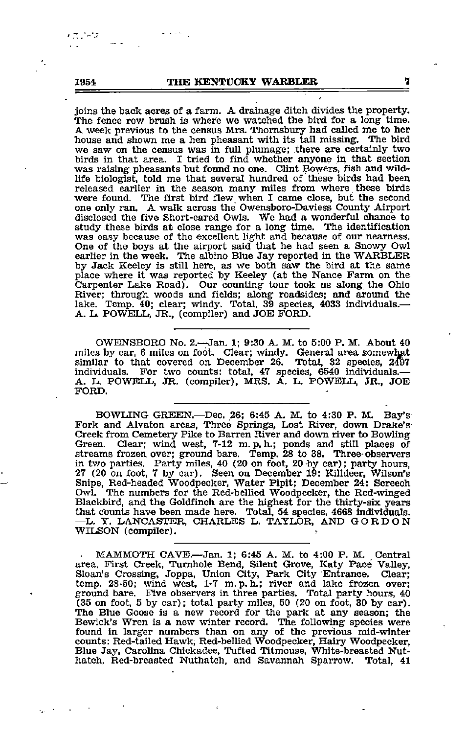joins the back acres of a farm. A drainage ditch divides the property. The fence row brush is where we watched the bird for a long time. A week previous to the census Mrs. Thornsbury had called me to her house and shown me a hen pheasant with its tail missing. The bird we saw on the census was in full plumage; there are certainly two birds in that area. I tried to find whether anyone in that section was raising pheasants but found no one. Clint Bowers, fish and wildlife biologist, told me that several hundred of these birds had been released earlier in the season many miles from where these birds were found. The first bird flew when I came close, but the second one only ran. A walk across the Owensboro-Daviess County Airport disclosed the five Short-eared Owls. We had a wonderful chance to study these birds at close range for a long time. The identification was easy because of the excellent light and because of our nearness. One of the boys at the airport said that he had seen a Snowy Owl earlier in the week. The albino Blue Jay reported in the WARBLER by Jack Keeley is still here, as we both saw the bird at the same place where it was reported by Keeley (at the Nance Farm on the Carpenter Lake Road). Our counting tour took us along the Ohio River; through woods and fields; along roadsides; and around the lake. Temp. 40; clear; windy. Total, 39 species, 4033 individuals.—A. L. POWELL, JR., (compiler) and JOE FORD.

---

OWENSBORO No. 2.—Jan. 1; 9:30 A. M. to 5:00 P. M. About 40 miles by car, 6 miles on foot. Clear; windy. General area somewhat similar to that covered on December 26. Total, 32 species, 2497 individuals. For two counts: total, 47 species, 6540 individuals.—A. L. POWELL, JR. (compiler), MRS. A. L. POWELL, JR., JOE FORD.

---

BOWLING GREEN.—Dec. 26; 6:45 A. M. to 4:30 P. M. Bay's Fork and Alvaton areas, Three Springs, Lost River, down Drake's Creek from Cemetery Pike to Barren River and down river to Bowling Green. Clear; wind west, 7-12 m. p. h.; ponds and still places of streams frozen over; ground bare. Temp. 28 to 38. Three observers in two parties. Party miles, 40 (20 on foot, 20 by car); party hours, 27 (20 on foot, 7 by car). Seen on December 19: Killdeer, Wilson's Snipe, Red-headed Woodpecker, Water Pipit; December 24: Screech Owl. The numbers for the Red-bellied Woodpecker, the Red-winged Blackbird, and the Goldfinch are the highest for the thirty-six years that counts have been made here. Total, 54 species, 4668 individuals.—L. Y. LANCASTER, CHARLES L. TAYLOR, AND GORDON WILSON (compiler).

---

MAMMOTH CAVE.—Jan. 1; 6:45 A. M. to 4:00 P. M. Central area, First Creek, Turnhole Bend, Silent Grove, Katy Pace Valley, Sloan's Crossing, Joppa, Union City, Park City Entrance. Clear; temp. 28-50; wind west, 1-7 m. p. h.; river and lake frozen over; ground bare. Five observers in three parties. Total party hours, 40 (35 on foot, 5 by car); total party miles, 50 (20 on foot, 30 by car). The Blue Goose is a new record for the park at any season; the Bewick's Wren is a new winter record. The following species were found in larger numbers than on any of the previous mid-winter counts: Red-tailed Hawk, Red-bellied Woodpecker, Hairy Woodpecker, Blue Jay, Carolina Chickadee, Tufted Titmouse, White-breasted Nuthatch, Red-breasted Nuthatch, and Savannah Sparrow. Total, 41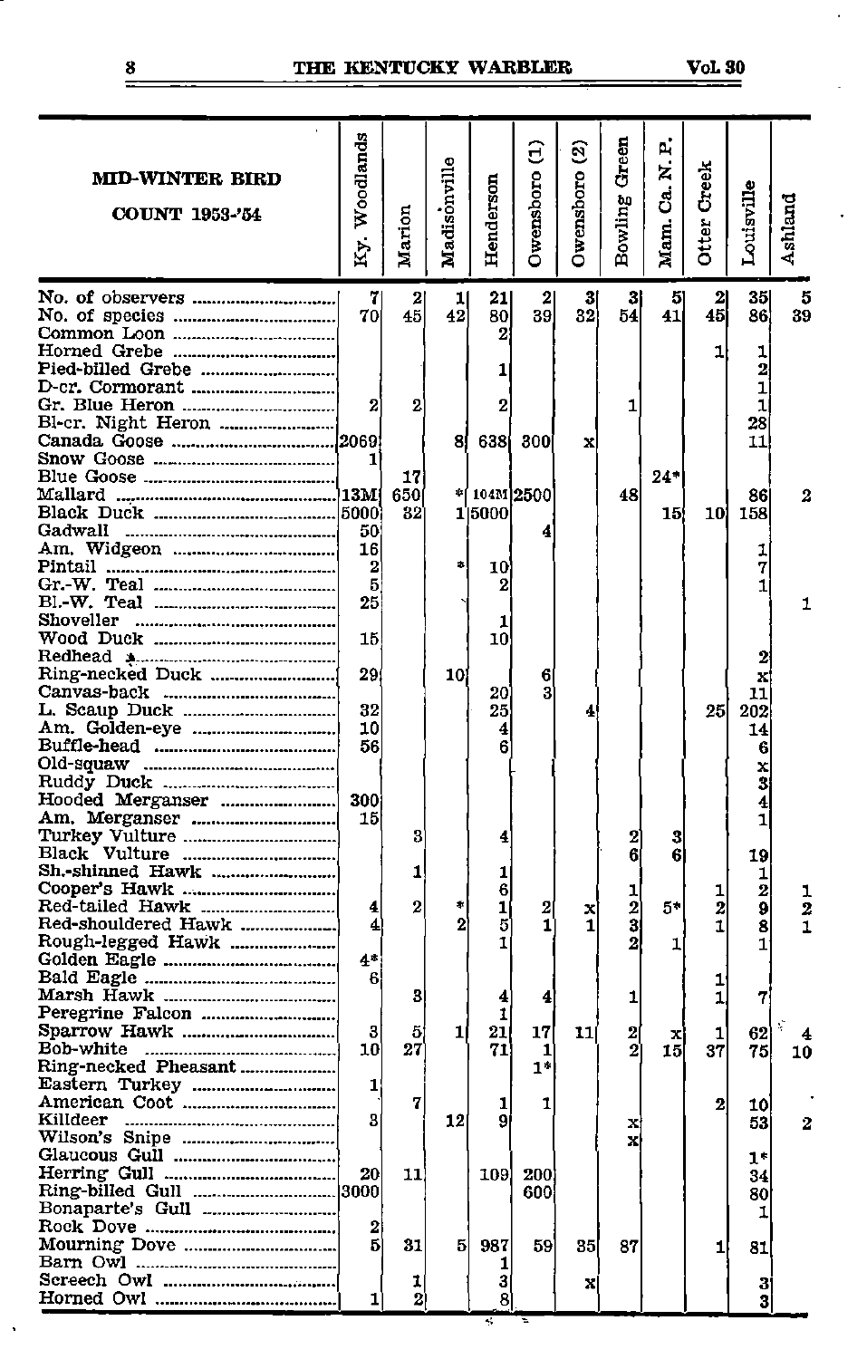| MID-WINTER BIRD COUNT 1953-'54 | Ky. Woodlands | Marion | Madisonville | Henderson | Owensboro (1) | Owensboro (2) | Bowling Green | Mam. Ca. N. P. | Otter Creek | Louisville | Ashland |
|---|---|---|---|---|---|---|---|---|---|---|---|
| No. of observers | 7 | 2 | 1 | 21 | 2 | 3 | 3 | 5 | 2 | 35 | 5 |
| No. of species | 70 | 45 | 42 | 80 | 39 | 32 | 54 | 41 | 45 | 86 | 39 |
| Common Loon | | | | 2 | | | | | | | |
| Horned Grebe | | | | | | | | | 1 | 1 | |
| Pied-billed Grebe | | | | 1 | | | | | | 2 | |
| D-cr. Cormorant | | | | | | | | | | 1 | |
| Gr. Blue Heron | 2 | 2 | | 2 | | | 1 | | | 1 | |
| Bl-cr. Night Heron | | | | | | | | | | 28 | |
| Canada Goose | 2069 | | 8 | 638 | 300 | x | | | | 11 | |
| Snow Goose | 1 | | | | | | | | | | |
| Blue Goose | | 17 | | | | | | 24* | | | |
| Mallard | 13M | 650 | * | 104M | 2500 | | 48 | | | 86 | 2 |
| Black Duck | 5000 | 32 | 1 | 5000 | | | | 15 | 10 | 158 | |
| Gadwall | 50 | | | | 4 | | | | | | |
| Am. Widgeon | 16 | | | | | | | | | 1 | |
| Pintail | 2 | | * | 10 | | | | | | 7 | |
| Gr.-W. Teal | 5 | | | 2 | | | | | | 1 | |
| Bl.-W. Teal | 25 | | | | | | | | | | 1 |
| Shoveller | | | | 1 | | | | | | | |
| Wood Duck | 15 | | | 10 | | | | | | | |
| Redhead | | | | | | | | | | 2 | |
| Ring-necked Duck | 29 | | 10 | | 6 | | | | | x | |
| Canvas-back | | | | 20 | 3 | | | | | 11 | |
| L. Scaup Duck | 32 | | | 25 | | 4 | | | 25 | 202 | |
| Am. Golden-eye | 10 | | | 4 | | | | | | 14 | |
| Buffle-head | 56 | | | 6 | | | | | | 6 | |
| Old-squaw | | | | | | | | | | x | |
| Ruddy Duck | | | | | | | | | | 3 | |
| Hooded Merganser | 300 | | | | | | | | | 4 | |
| Am. Merganser | 15 | | | | | | | | | 1 | |
| Turkey Vulture | | 3 | | 4 | | | 2 | 3 | | | |
| Black Vulture | | | | | | | 6 | 6 | | 19 | |
| Sh.-shinned Hawk | | 1 | | 1 | | | | | | 1 | |
| Cooper's Hawk | | | | 6 | | | 1 | | 1 | 2 | 1 |
| Red-tailed Hawk | 4 | 2 | * | 1 | 2 | x | 2 | 5* | 2 | 9 | 2 |
| Red-shouldered Hawk | 4 | | 2 | 5 | 1 | 1 | 3 | | 1 | 8 | 1 |
| Rough-legged Hawk | | | | 1 | | | 2 | 1 | | 1 | |
| Golden Eagle | 4* | | | | | | | | | | |
| Bald Eagle | 6 | | | | | | | | 1 | | |
| Marsh Hawk | | 3 | | 4 | 4 | | 1 | | 1 | 7 | |
| Peregrine Falcon | | | | 1 | | | | | | | |
| Sparrow Hawk | 3 | 5 | 1 | 21 | 17 | 11 | 2 | x | 1 | 62 | 4 |
| Bob-white | 10 | 27 | | 71 | 1 | | 2 | 15 | 37 | 75 | 10 |
| Ring-necked Pheasant | | | | | 1* | | | | | | |
| Eastern Turkey | 1 | | | | | | | | | | |
| American Coot | | 7 | | 1 | 1 | | | | 2 | 10 | |
| Killdeer | 3 | | 12 | 9 | | | x | | | 53 | 2 |
| Wilson's Snipe | | | | | | | x | | | | |
| Glaucous Gull | | | | | | | | | | 1* | |
| Herring Gull | 20 | 11 | | 109 | 200 | | | | | 34 | |
| Ring-billed Gull | 3000 | | | | 600 | | | | | 80 | |
| Bonaparte's Gull | | | | | | | | | | 1 | |
| Rock Dove | 2 | | | | | | | | | | |
| Mourning Dove | 5 | 31 | 5 | 987 | 59 | 35 | 87 | | 1 | 81 | |
| Barn Owl | | | | 1 | | | | | | | |
| Screech Owl | | 1 | | 3 | | x | | | | 3 | |
| Horned Owl | 1 | 2 | | 8 | | | | | | 3 | |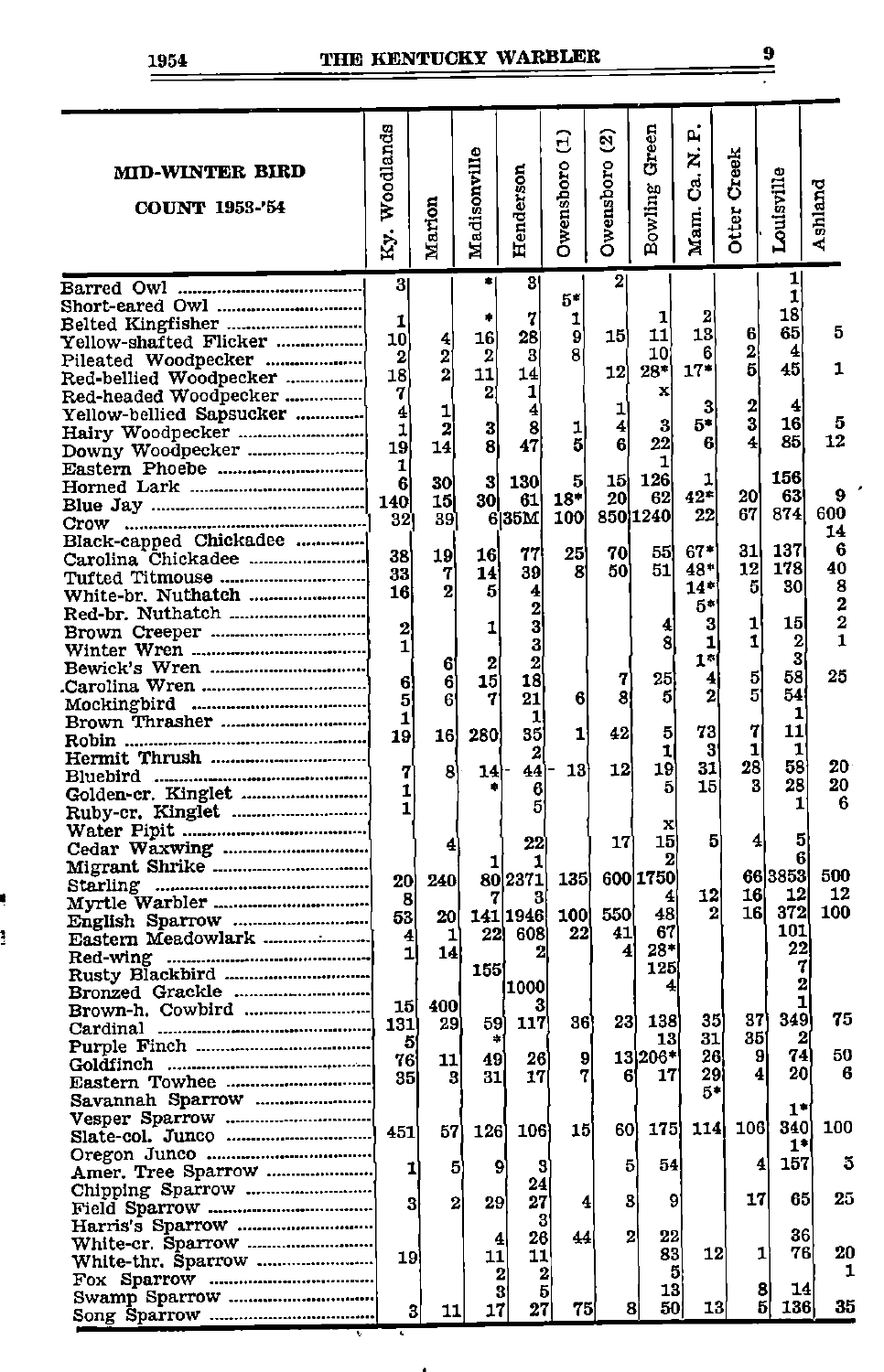| MID-WINTER BIRD COUNT 1953-'54 | Ky. Woodlands | Marion | Madisonville | Henderson | Owensboro (1) | Owensboro (2) | Bowling Green | Mam. Ca. N. P. | Otter Creek | Louisville | Ashland |
|---|---|---|---|---|---|---|---|---|---|---|---|
| Barred Owl | 3 | | * | 3 | | 2 | | | | 1 | |
| Short-eared Owl | | | | | 5* | | | | | 1 | |
| Belted Kingfisher | 1 | | * | 7 | 1 | | 1 | 2 | | 18 | |
| Yellow-shafted Flicker | 10 | 4 | 16 | 28 | 9 | 15 | 11 | 13 | 6 | 65 | 5 |
| Pileated Woodpecker | 2 | 2 | 2 | 3 | 8 | | 10 | 6 | 2 | 4 | |
| Red-bellied Woodpecker | 18 | 2 | 11 | 14 | | 12 | 28* | 17* | 5 | 45 | 1 |
| Red-headed Woodpecker | 7 | | 2 | 1 | | | x | | | | |
| Yellow-bellied Sapsucker | 4 | 1 | | 4 | | 1 | | 3 | 2 | 4 | |
| Hairy Woodpecker | 1 | 2 | 3 | 8 | 1 | 4 | 3 | 5* | 3 | 16 | 5 |
| Downy Woodpecker | 19 | 14 | 8 | 47 | 5 | 6 | 22 | 6 | 4 | 85 | 12 |
| Eastern Phoebe | 1 | | | | | | 1 | | | | |
| Horned Lark | 6 | 30 | 3 | 130 | 5 | 15 | 126 | 1 | | 156 | |
| Blue Jay | 140 | 15 | 30 | 61 | 18* | 20 | 62 | 42* | 20 | 63 | 9 |
| Crow | 32 | 39 | 6 | 35M | 100 | 850 | 1240 | 22 | 67 | 874 | 600 |
| Black-capped Chickadee | | | | | | | | | | | 14 |
| Carolina Chickadee | 38 | 19 | 16 | 77 | 25 | 70 | 55 | 67* | 31 | 137 | 6 |
| Tufted Titmouse | 33 | 7 | 14 | 39 | 8 | 50 | 51 | 48* | 12 | 178 | 40 |
| White-br. Nuthatch | 16 | 2 | 5 | 4 | | | | 14* | 5 | 30 | 8 |
| Red-br. Nuthatch | | | | 2 | | | | 5* | | | 2 |
| Brown Creeper | 2 | | 1 | 3 | | | 4 | 3 | 1 | 15 | 2 |
| Winter Wren | 1 | | | 3 | | | 8 | 1 | 1 | 2 | 1 |
| Bewick's Wren | | 6 | 2 | 2 | | | | 1* | | 3 | |
| Carolina Wren | 6 | 6 | 15 | 18 | | 7 | 25 | 4 | 5 | 58 | 25 |
| Mockingbird | 5 | 6 | 7 | 21 | 6 | 8 | 5 | 2 | 5 | 54 | |
| Brown Thrasher | 1 | | | 1 | | | | | | 1 | |
| Robin | 19 | 16 | 280 | 35 | 1 | 42 | 5 | 73 | 7 | 11 | |
| Hermit Thrush | | | | 2 | | | 1 | 3 | 1 | 1 | |
| Bluebird | 7 | 8 | 14 | 44 | 13 | 12 | 19 | 31 | 28 | 58 | 20 |
| Golden-cr. Kinglet | 1 | | * | 6 | | | 5 | 15 | 3 | 28 | 20 |
| Ruby-cr. Kinglet | 1 | | | 5 | | | | | | 1 | 6 |
| Water Pipit | | | | | | | x | | | | |
| Cedar Waxwing | | 4 | | 22 | | 17 | 15 | 5 | 4 | 5 | |
| Migrant Shrike | | | 1 | 1 | | | 2 | | | 6 | |
| Starling | 20 | 240 | 80 | 2371 | 135 | 600 | 1750 | | 66 | 3853 | 500 |
| Myrtle Warbler | 8 | | 7 | 3 | | | 4 | 12 | 16 | 12 | 12 |
| English Sparrow | 53 | 20 | 141 | 1946 | 100 | 550 | 48 | 2 | 16 | 372 | 100 |
| Eastern Meadowlark | 4 | 1 | 22 | 608 | 22 | 41 | 67 | | | 101 | |
| Red-wing | 1 | 14 | | 2 | | 4 | 28* | | | 22 | |
| Rusty Blackbird | | | 155 | | | | 125 | | | 7 | |
| Bronzed Grackle | | | | 1000 | | | 4 | | | 2 | |
| Brown-h. Cowbird | 15 | 400 | | 3 | | | | | | 1 | |
| Cardinal | 131 | 29 | 59 | 117 | 36 | 23 | 138 | 35 | 37 | 349 | 75 |
| Purple Finch | 5 | | * | | | | 13 | 31 | 35 | 2 | |
| Goldfinch | 76 | 11 | 49 | 26 | 9 | 13 | 206* | 26 | 9 | 74 | 50 |
| Eastern Towhee | 35 | 3 | 31 | 17 | 7 | 6 | 17 | 29 | 4 | 20 | 6 |
| Savannah Sparrow | | | | | | | | 5* | | | |
| Vesper Sparrow | | | | | | | | | | 1* | |
| Slate-col. Junco | 451 | 57 | 126 | 106 | 15 | 60 | 175 | 114 | 106 | 340 | 100 |
| Oregon Junco | | | | | | | | | | 1* | |
| Amer. Tree Sparrow | 1 | 5 | 9 | 3 | | 5 | 54 | | 4 | 157 | 5 |
| Chipping Sparrow | | | | 24 | | | | | | | |
| Field Sparrow | 3 | 2 | 29 | 27 | 4 | 3 | 9 | | 17 | 65 | 25 |
| Harris's Sparrow | | | | 3 | | | | | | | |
| White-cr. Sparrow | | | 4 | 26 | 44 | 2 | 22 | | | 36 | |
| White-thr. Sparrow | 19 | | 11 | 11 | | | 83 | 12 | 1 | 76 | 20 |
| Fox Sparrow | | | 2 | 2 | | | 5 | | | | 1 |
| Swamp Sparrow | | | 3 | 5 | | | 13 | | 8 | 14 | |
| Song Sparrow | 3 | 11 | 17 | 27 | 75 | 8 | 50 | 13 | 5 | 136 | 35 |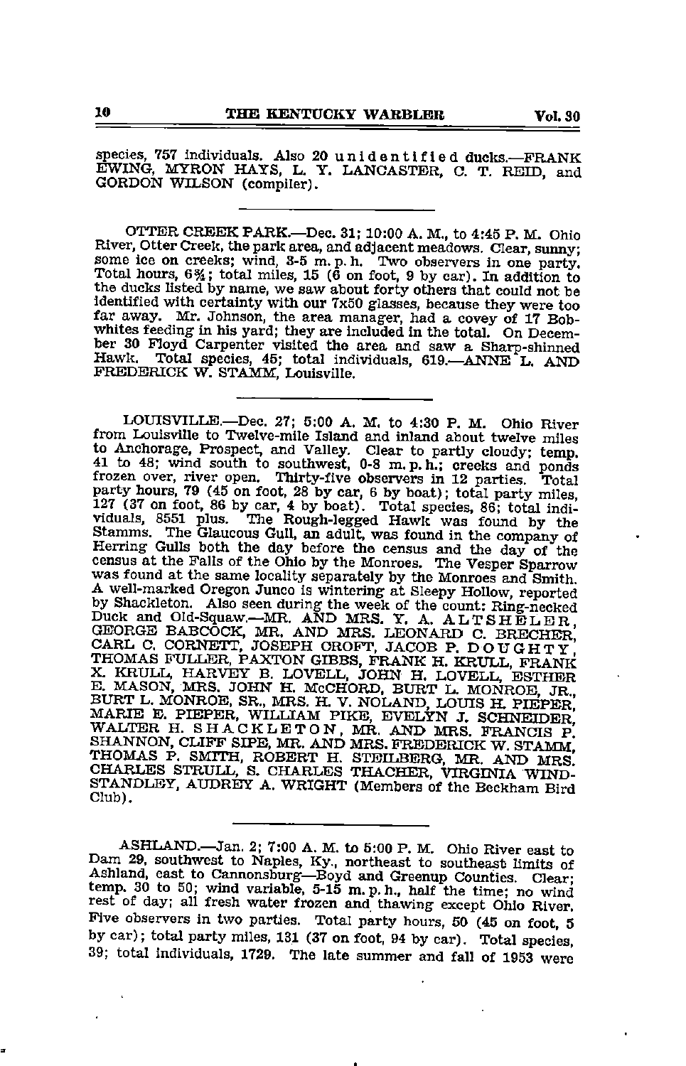species, 757 individuals. Also 20 unidentified ducks.—FRANK EWING, MYRON HAYS, L. Y. LANCASTER, C. T. REID, and GORDON WILSON (compiler).

---

OTTER CREEK PARK.—Dec. 31; 10:00 A. M., to 4:45 P. M. Ohio River, Otter Creek, the park area, and adjacent meadows. Clear, sunny; some ice on creeks; wind, 3-5 m. p. h. Two observers in one party. Total hours, 6¾; total miles, 15 (6 on foot, 9 by car). In addition to the ducks listed by name, we saw about forty others that could not be identified with certainty with our 7x50 glasses, because they were too far away. Mr. Johnson, the area manager, had a covey of 17 Bob-whites feeding in his yard; they are included in the total. On December 30 Floyd Carpenter visited the area and saw a Sharp-shinned Hawk. Total species, 45; total individuals, 619.—ANNE L. AND FREDERICK W. STAMM, Louisville.

---

LOUISVILLE.—Dec. 27; 5:00 A. M. to 4:30 P. M. Ohio River from Louisville to Twelve-mile Island and inland about twelve miles to Anchorage, Prospect, and Valley. Clear to partly cloudy; temp. 41 to 48; wind south to southwest, 0-8 m. p. h.; creeks and ponds frozen over, river open. Thirty-five observers in 12 parties. Total party hours, 79 (45 on foot, 28 by car, 6 by boat); total party miles, 127 (37 on foot, 86 by car, 4 by boat). Total species, 86; total individuals, 8551 plus. The Rough-legged Hawk was found by the Stamms. The Glaucous Gull, an adult, was found in the company of Herring Gulls both the day before the census and the day of the census at the Falls of the Ohio by the Monroes. The Vesper Sparrow was found at the same locality separately by the Monroes and Smith. A well-marked Oregon Junco is wintering at Sleepy Hollow, reported by Shackleton. Also seen during the week of the count: Ring-necked Duck and Old-Squaw.—MR. AND MRS. Y. A. ALTSHELER, GEORGE BABCOCK, MR. AND MRS. LEONARD C. BRECHER, CARL C. CORNETT, JOSEPH CROFT, JACOB P. DOUGHTY, THOMAS FULLER, PAXTON GIBBS, FRANK H. KRULL, FRANK X. KRULL, HARVEY B. LOVELL, JOHN H. LOVELL, ESTHER E. MASON, MRS. JOHN H. McCHORD, BURT L. MONROE, JR., BURT L. MONROE, SR., MRS. H. V. NOLAND, LOUIS H. PIEPER, MARIE E. PIEPER, WILLIAM PIKE, EVELYN J. SCHNEIDER, WALTER H. SHACKLETON, MR. AND MRS. FRANCIS P. SHANNON, CLIFF SIPE, MR. AND MRS. FREDERICK W. STAMM, THOMAS P. SMITH, ROBERT H. STEILBERG, MR. AND MRS. CHARLES STRULL, S. CHARLES THACHER, VIRGINIA WINDSTANDLEY, AUDREY A. WRIGHT (Members of the Beckham Bird Club).

---

ASHLAND.—Jan. 2; 7:00 A. M. to 5:00 P. M. Ohio River east to Dam 29, southwest to Naples, Ky., northeast to southeast limits of Ashland, east to Cannonsburg—Boyd and Greenup Counties. Clear; temp. 30 to 50; wind variable, 5-15 m. p. h., half the time; no wind rest of day; all fresh water frozen and thawing except Ohio River. Five observers in two parties. Total party hours, 50 (45 on foot, 5 by car); total party miles, 131 (37 on foot, 94 by car). Total species, 39; total individuals, 1729. The late summer and fall of 1953 were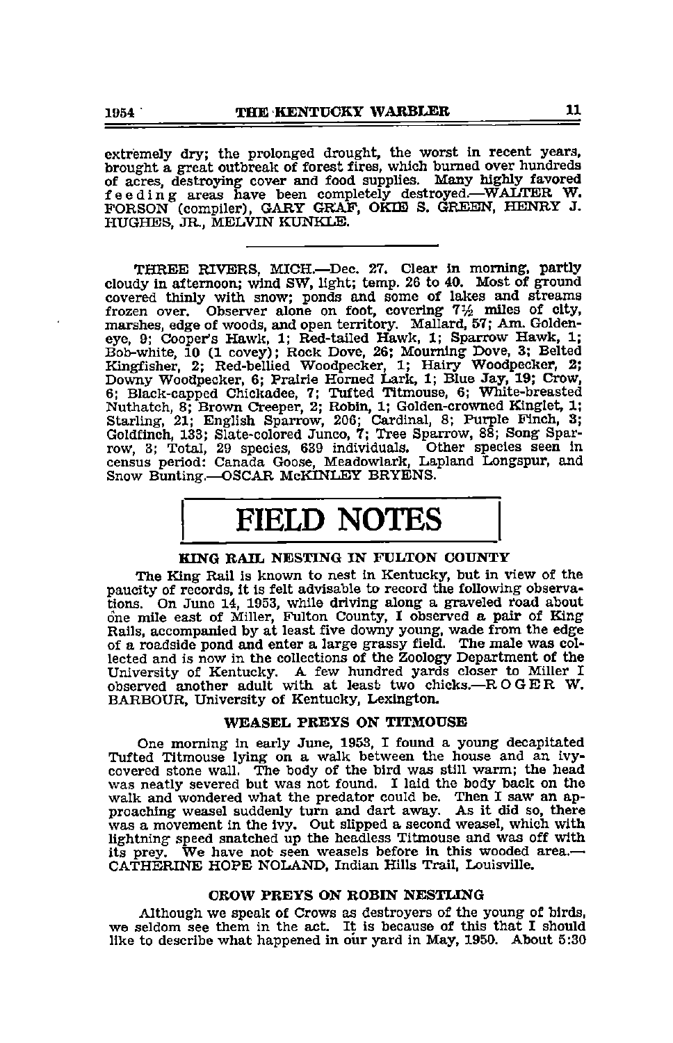extremely dry; the prolonged drought, the worst in recent years, brought a great outbreak of forest fires, which burned over hundreds of acres, destroying cover and food supplies. Many highly favored feeding areas have been completely destroyed.—WALTER W. FORSON (compiler), GARY GRAF, OKIE S. GREEN, HENRY J. HUGHES, JR., MELVIN KUNKLE.

---

THREE RIVERS, MICH.—Dec. 27. Clear in morning, partly cloudy in afternoon; wind SW, light; temp. 26 to 40. Most of ground covered thinly with snow; ponds and some of lakes and streams frozen over. Observer alone on foot, covering 7½ miles of city, marshes, edge of woods, and open territory. Mallard, 57; Am. Golden-eye, 9; Cooper's Hawk, 1; Red-tailed Hawk, 1; Sparrow Hawk, 1; Bob-white, 10 (1 covey); Rock Dove, 26; Mourning Dove, 3; Belted Kingfisher, 2; Red-bellied Woodpecker, 1; Hairy Woodpecker, 2; Downy Woodpecker, 6; Prairie Horned Lark, 1; Blue Jay, 19; Crow, 6; Black-capped Chickadee, 7; Tufted Titmouse, 6; White-breasted Nuthatch, 8; Brown Creeper, 2; Robin, 1; Golden-crowned Kinglet, 1; Starling, 21; English Sparrow, 206; Cardinal, 8; Purple Finch, 3; Goldfinch, 133; Slate-colored Junco, 7; Tree Sparrow, 88; Song Sparrow, 3; Total, 29 species, 639 individuals. Other species seen in census period: Canada Goose, Meadowlark, Lapland Longspur, and Snow Bunting.—OSCAR McKINLEY BRYENS.

# FIELD NOTES

### KING RAIL NESTING IN FULTON COUNTY

The King Rail is known to nest in Kentucky, but in view of the paucity of records, it is felt advisable to record the following observations. On June 14, 1953, while driving along a graveled road about one mile east of Miller, Fulton County, I observed a pair of King Rails, accompanied by at least five downy young, wade from the edge of a roadside pond and enter a large grassy field. The male was collected and is now in the collections of the Zoology Department of the University of Kentucky. A few hundred yards closer to Miller I observed another adult with at least two chicks.—ROGER W. BARBOUR, University of Kentucky, Lexington.

### WEASEL PREYS ON TITMOUSE

One morning in early June, 1953, I found a young decapitated Tufted Titmouse lying on a walk between the house and an ivy-covered stone wall. The body of the bird was still warm; the head was neatly severed but was not found. I laid the body back on the walk and wondered what the predator could be. Then I saw an approaching weasel suddenly turn and dart away. As it did so, there was a movement in the ivy. Out slipped a second weasel, which with lightning speed snatched up the headless Titmouse and was off with its prey. We have not seen weasels before in this wooded area.—CATHERINE HOPE NOLAND, Indian Hills Trail, Louisville.

### CROW PREYS ON ROBIN NESTLING

Although we speak of Crows as destroyers of the young of birds, we seldom see them in the act. It is because of this that I should like to describe what happened in our yard in May, 1950. About 5:30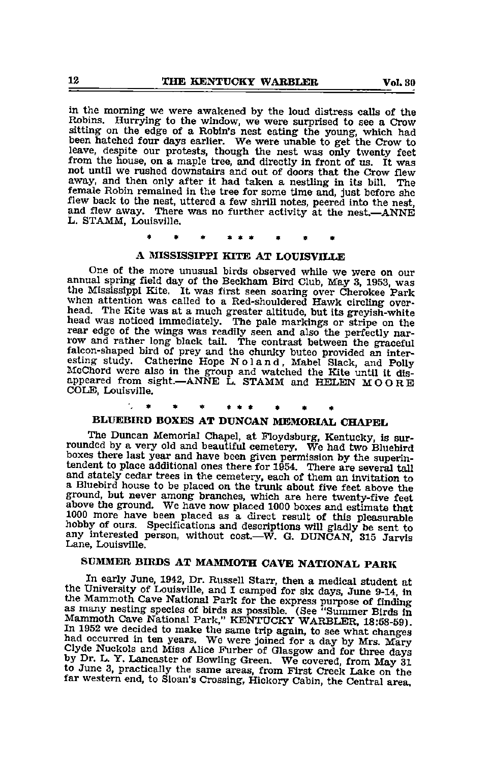in the morning we were awakened by the loud distress calls of the Robins. Hurrying to the window, we were surprised to see a Crow sitting on the edge of a Robin's nest eating the young, which had been hatched four days earlier. We were unable to get the Crow to leave, despite our protests, though the nest was only twenty feet from the house, on a maple tree, and directly in front of us. It was not until we rushed downstairs and out of doors that the Crow flew away, and then only after it had taken a nestling in its bill. The female Robin remained in the tree for some time and, just before she flew back to the nest, uttered a few shrill notes, peered into the nest, and flew away. There was no further activity at the nest.—ANNE L. STAMM, Louisville.

\* \* \* \* \* \* \* \* \*

## A MISSISSIPPI KITE AT LOUISVILLE

One of the more unusual birds observed while we were on our annual spring field day of the Beckham Bird Club, May 3, 1953, was the Mississippi Kite. It was first seen soaring over Cherokee Park when attention was called to a Red-shouldered Hawk circling overhead. The Kite was at a much greater altitude, but its greyish-white head was noticed immediately. The pale markings or stripe on the rear edge of the wings was readily seen and also the perfectly narrow and rather long black tail. The contrast between the graceful falcon-shaped bird of prey and the chunky buteo provided an interesting study. Catherine Hope Noland, Mabel Slack, and Polly McChord were also in the group and watched the Kite until it disappeared from sight.—ANNE L. STAMM and HELEN MOORE COLE, Louisville.

\* \* \* \* \* \* \* \* \*

## BLUEBIRD BOXES AT DUNCAN MEMORIAL CHAPEL

The Duncan Memorial Chapel, at Floydsburg, Kentucky, is surrounded by a very old and beautiful cemetery. We had two Bluebird boxes there last year and have been given permission by the superintendent to place additional ones there for 1954. There are several tall and stately cedar trees in the cemetery, each of them an invitation to a Bluebird house to be placed on the trunk about five feet above the ground, but never among branches, which are here twenty-five feet above the ground. We have now placed 1000 boxes and estimate that 1000 more have been placed as a direct result of this pleasurable hobby of ours. Specifications and descriptions will gladly be sent to any interested person, without cost.—W. G. DUNCAN, 315 Jarvis Lane, Louisville.

## SUMMER BIRDS AT MAMMOTH CAVE NATIONAL PARK

In early June, 1942, Dr. Russell Starr, then a medical student at the University of Louisville, and I camped for six days, June 9-14, in the Mammoth Cave National Park for the express purpose of finding as many nesting species of birds as possible. (See "Summer Birds in Mammoth Cave National Park," KENTUCKY WARBLER, 18:58-59). In 1952 we decided to make the same trip again, to see what changes had occurred in ten years. We were joined for a day by Mrs. Mary Clyde Nuckols and Miss Alice Furber of Glasgow and for three days by Dr. L. Y. Lancaster of Bowling Green. We covered, from May 31 to June 3, practically the same areas, from First Creek Lake on the far western end, to Sloan's Crossing, Hickory Cabin, the Central area,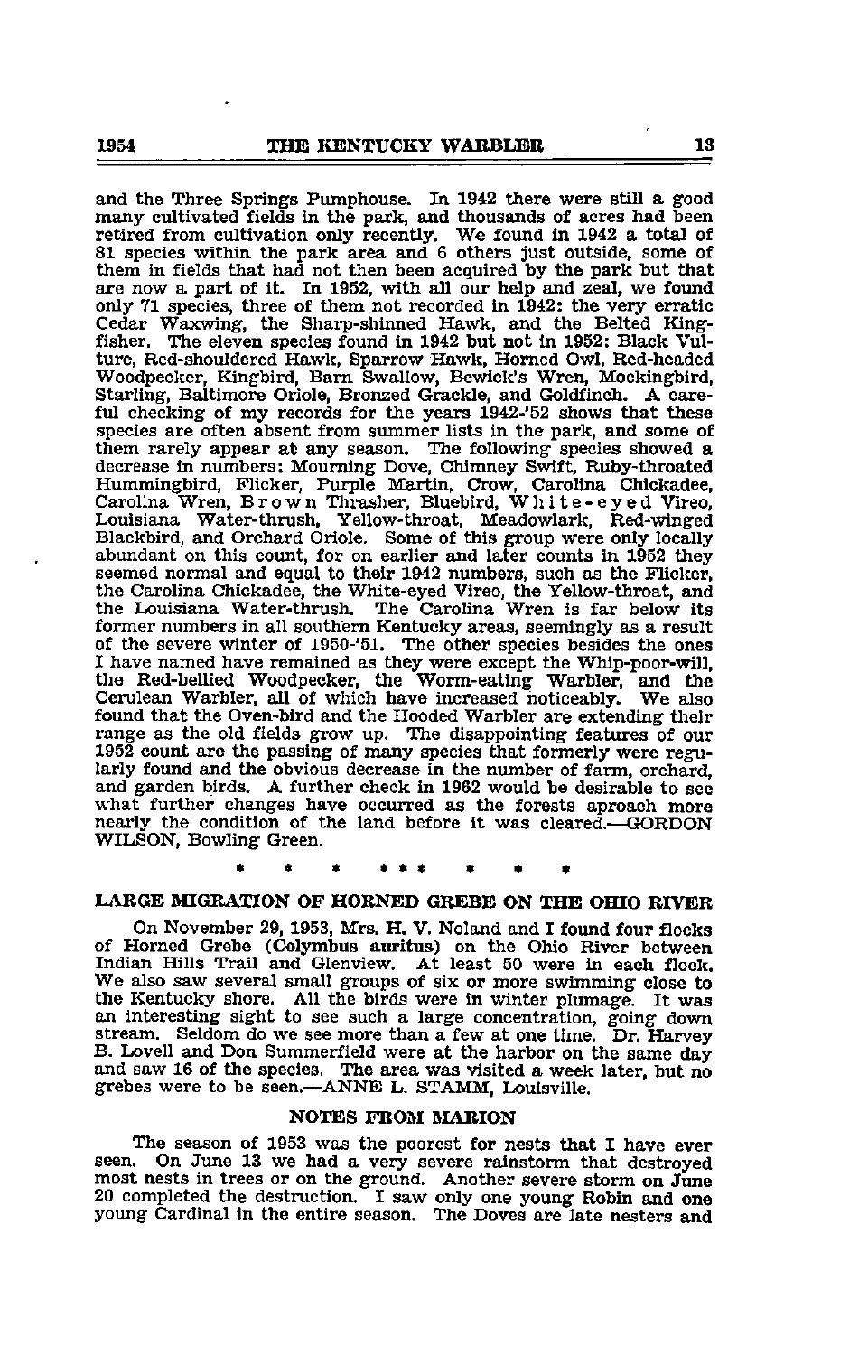and the Three Springs Pumphouse. In 1942 there were still a good many cultivated fields in the park, and thousands of acres had been retired from cultivation only recently. We found in 1942 a total of 81 species within the park area and 6 others just outside, some of them in fields that had not then been acquired by the park but that are now a part of it. In 1952, with all our help and zeal, we found only 71 species, three of them not recorded in 1942: the very erratic Cedar Waxwing, the Sharp-shinned Hawk, and the Belted Kingfisher. The eleven species found in 1942 but not in 1952: Black Vulture, Red-shouldered Hawk, Sparrow Hawk, Horned Owl, Red-headed Woodpecker, Kingbird, Barn Swallow, Bewick's Wren, Mockingbird, Starling, Baltimore Oriole, Bronzed Grackle, and Goldfinch. A careful checking of my records for the years 1942-'52 shows that these species are often absent from summer lists in the park, and some of them rarely appear at any season. The following species showed a decrease in numbers: Mourning Dove, Chimney Swift, Ruby-throated Hummingbird, Flicker, Purple Martin, Crow, Carolina Chickadee, Carolina Wren, Brown Thrasher, Bluebird, White-eyed Vireo, Louisiana Water-thrush, Yellow-throat, Meadowlark, Red-winged Blackbird, and Orchard Oriole. Some of this group were only locally abundant on this count, for on earlier and later counts in 1952 they seemed normal and equal to their 1942 numbers, such as the Flicker, the Carolina Chickadee, the White-eyed Vireo, the Yellow-throat, and the Louisiana Water-thrush. The Carolina Wren is far below its former numbers in all southern Kentucky areas, seemingly as a result of the severe winter of 1950-'51. The other species besides the ones I have named have remained as they were except the Whip-poor-will, the Red-bellied Woodpecker, the Worm-eating Warbler, and the Cerulean Warbler, all of which have increased noticeably. We also found that the Oven-bird and the Hooded Warbler are extending their range as the old fields grow up. The disappointing features of our 1952 count are the passing of many species that formerly were regularly found and the obvious decrease in the number of farm, orchard, and garden birds. A further check in 1962 would be desirable to see what further changes have occurred as the forests aproach more nearly the condition of the land before it was cleared.—GORDON WILSON, Bowling Green.

\* \* \* \* \* \* \* \* \*

## LARGE MIGRATION OF HORNED GREBE ON THE OHIO RIVER

On November 29, 1953, Mrs. H. V. Noland and I found four flocks of Horned Grebe (Colymbus auritus) on the Ohio River between Indian Hills Trail and Glenview. At least 50 were in each flock. We also saw several small groups of six or more swimming close to the Kentucky shore. All the birds were in winter plumage. It was an interesting sight to see such a large concentration, going down stream. Seldom do we see more than a few at one time. Dr. Harvey B. Lovell and Don Summerfield were at the harbor on the same day and saw 16 of the species. The area was visited a week later, but no grebes were to be seen.—ANNE L. STAMM, Louisville.

## NOTES FROM MARION

The season of 1953 was the poorest for nests that I have ever seen. On June 13 we had a very severe rainstorm that destroyed most nests in trees or on the ground. Another severe storm on June 20 completed the destruction. I saw only one young Robin and one young Cardinal in the entire season. The Doves are late nesters and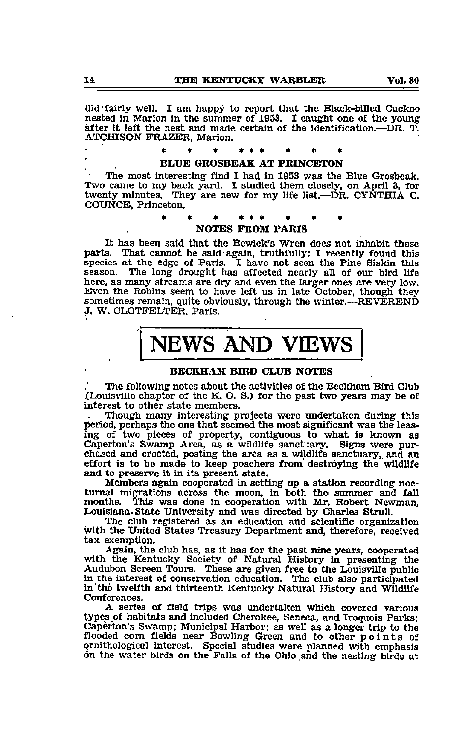did fairly well. I am happy to report that the Black-billed Cuckoo nested in Marion in the summer of 1953. I caught one of the young after it left the nest and made certain of the identification.—DR. T. ATCHISON FRAZER, Marion.

\* \* \* \* \* \* \* \* \*

### BLUE GROSBEAK AT PRINCETON

The most interesting find I had in 1953 was the Blue Grosbeak. Two came to my back yard. I studied them closely, on April 3, for twenty minutes. They are new for my life list.—DR. CYNTHIA C. COUNCE, Princeton.

\* \* \* \* \* \* \* \* \*

### NOTES FROM PARIS

It has been said that the Bewick's Wren does not inhabit these parts. That cannot be said again, truthfully: I recently found this species at the edge of Paris. I have not seen the Pine Siskin this season. The long drought has affected nearly all of our bird life here, as many streams are dry and even the larger ones are very low. Even the Robins seem to have left us in late October, though they sometimes remain, quite obviously, through the winter.—REVEREND J. W. CLOTFELTER, Paris.

# NEWS AND VIEWS

### BECKHAM BIRD CLUB NOTES

The following notes about the activities of the Beckham Bird Club (Louisville chapter of the K. O. S.) for the past two years may be of interest to other state members.

Though many interesting projects were undertaken during this period, perhaps the one that seemed the most significant was the leasing of two pieces of property, contiguous to what is known as Caperton's Swamp Area, as a wildlife sanctuary. Signs were purchased and erected, posting the area as a wildlife sanctuary, and an effort is to be made to keep poachers from destroying the wildlife and to preserve it in its present state.

Members again cooperated in setting up a station recording nocturnal migrations across the moon, in both the summer and fall months. This was done in cooperation with Mr. Robert Newman, Louisiana State University and was directed by Charles Strull.

The club registered as an education and scientific organization with the United States Treasury Department and, therefore, received tax exemption.

Again, the club has, as it has for the past nine years, cooperated with the Kentucky Society of Natural History in presenting the Audubon Screen Tours. These are given free to the Louisville public in the interest of conservation education. The club also participated in the twelfth and thirteenth Kentucky Natural History and Wildlife Conferences.

A series of field trips was undertaken which covered various types of habitats and included Cherokee, Seneca, and Iroquois Parks; Caperton's Swamp; Municipal Harbor; as well as a longer trip to the flooded corn fields near Bowling Green and to other points of ornithological interest. Special studies were planned with emphasis on the water birds on the Falls of the Ohio and the nesting birds at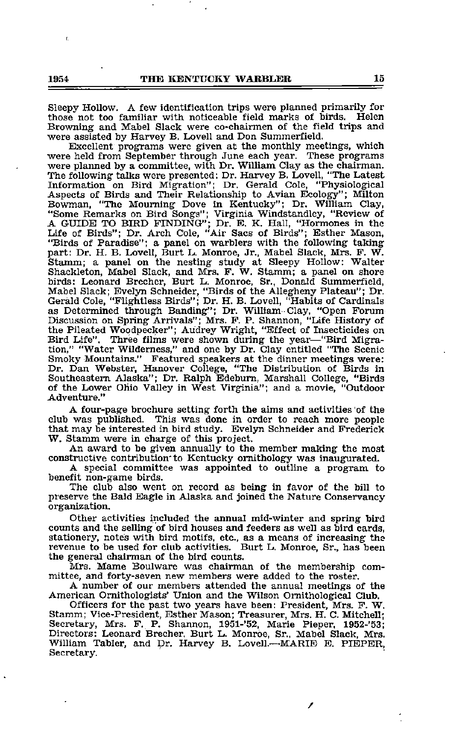Sleepy Hollow. A few identification trips were planned primarily for those not too familiar with noticeable field marks of birds. Helen Browning and Mabel Slack were co-chairmen of the field trips and were assisted by Harvey B. Lovell and Don Summerfield.

Excellent programs were given at the monthly meetings, which were held from September through June each year. These programs were planned by a committee, with Dr. William Clay as the chairman. The following talks were presented: Dr. Harvey B. Lovell, "The Latest Information on Bird Migration"; Dr. Gerald Cole, "Physiological Aspects of Birds and Their Relationship to Avian Ecology"; Milton Bowman, "The Mourning Dove in Kentucky"; Dr. William Clay, "Some Remarks on Bird Songs"; Virginia Windstandley, "Review of A GUIDE TO BIRD FINDING"; Dr. E. K. Hall, "Hormones in the Life of Birds"; Dr. Arch Cole, "Air Sacs of Birds"; Esther Mason, "Birds of Paradise"; a panel on warblers with the following taking part: Dr. H. B. Lovell, Burt L. Monroe, Jr., Mabel Slack, Mrs. F. W. Stamm; a panel on the nesting study at Sleepy Hollow: Walter Shackleton, Mabel Slack, and Mrs. F. W. Stamm; a panel on shore birds: Leonard Brecher, Burt L. Monroe, Sr., Donald Summerfield, Mabel Slack; Evelyn Schneider, "Birds of the Allegheny Plateau"; Dr. Gerald Cole, "Flightless Birds"; Dr. H. B. Lovell, "Habits of Cardinals as Determined through Banding"; Dr. William Clay, "Open Forum Discussion on Spring Arrivals"; Mrs. F. P. Shannon, "Life History of the Pileated Woodpecker"; Audrey Wright, "Effect of Insecticides on Bird Life". Three films were shown during the year—"Bird Migration," "Water Wilderness," and one by Dr. Clay entitled "The Scenic Smoky Mountains." Featured speakers at the dinner meetings were: Dr. Dan Webster, Hanover College, "The Distribution of Birds in Southeastern Alaska"; Dr. Ralph Edeburn, Marshall College, "Birds of the Lower Ohio Valley in West Virginia"; and a movie, "Outdoor Adventure."

A four-page brochure setting forth the aims and activities of the club was published. This was done in order to reach more people that may be interested in bird study. Evelyn Schneider and Frederick W. Stamm were in charge of this project.

An award to be given annually to the member making the most constructive contribution to Kentucky ornithology was inaugurated.

A special committee was appointed to outline a program to benefit non-game birds.

The club also went on record as being in favor of the bill to preserve the Bald Eagle in Alaska and joined the Nature Conservancy organization.

Other activities included the annual mid-winter and spring bird counts and the selling of bird houses and feeders as well as bird cards, stationery, notes with bird motifs, etc., as a means of increasing the revenue to be used for club activities. Burt L. Monroe, Sr., has been the general chairman of the bird counts.

Mrs. Mame Boulware was chairman of the membership committee, and forty-seven new members were added to the roster.

A number of our members attended the annual meetings of the American Ornithologists' Union and the Wilson Ornithological Club.

Officers for the past two years have been: President, Mrs. F. W. Stamm; Vice-President, Esther Mason; Treasurer, Mrs. H. C. Mitchell; Secretary, Mrs. F. P. Shannon, 1951-'52, Marie Pieper, 1952-'53; Directors: Leonard Brecher, Burt L. Monroe, Sr., Mabel Slack, Mrs. William Tabler, and Dr. Harvey B. Lovell.—MARIE E. PIEPER, Secretary.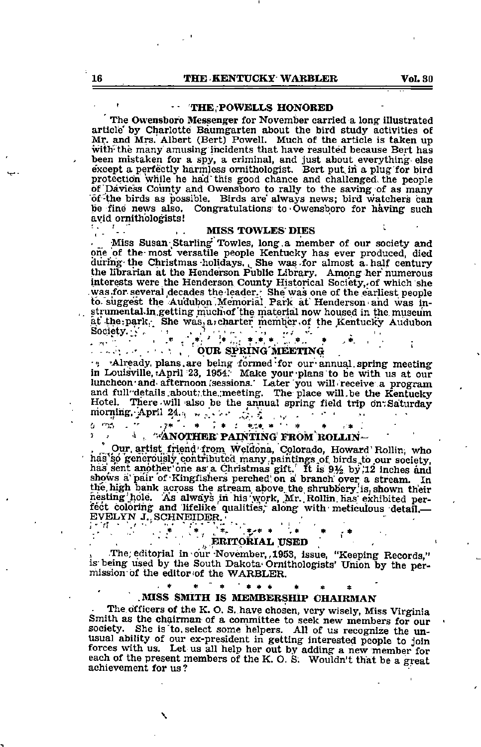## THE POWELLS HONORED

The Owensboro Messenger for November carried a long illustrated article by Charlotte Baumgarten about the bird study activities of Mr. and Mrs. Albert (Bert) Powell. Much of the article is taken up with the many amusing incidents that have resulted because Bert has been mistaken for a spy, a criminal, and just about everything else except a perfectly harmless ornithologist. Bert put in a plug for bird protection while he had this good chance and challenged the people of Daviess County and Owensboro to rally to the saving of as many of the birds as possible. Birds are always news; bird watchers can be fine news also. Congratulations to Owensboro for having such avid ornithologists!

## MISS TOWLES DIES

Miss Susan Starling Towles, long a member of our society and one of the most versatile people Kentucky has ever produced, died during the Christmas holidays. She was for almost a half century the librarian at the Henderson Public Library. Among her numerous interests were the Henderson County Historical Society, of which she was for several decades the leader. She was one of the earliest people to suggest the Audubon Memorial Park at Henderson and was instrumental in getting much of the material now housed in the museum at the park. She was a charter member of the Kentucky Audubon Society.

\* \* \* \* \* \* \* \*

## OUR SPRING MEETING

Already plans are being formed for our annual spring meeting in Louisville, April 23, 1954. Make your plans to be with us at our luncheon and afternoon sessions. Later you will receive a program and full details about the meeting. The place will be the Kentucky Hotel. There will also be the annual spring field trip on Saturday morning, April 24.

\* \* \* \* \* \* \* \*

## ANOTHER PAINTING FROM ROLLIN

Our artist friend from Weldona, Colorado, Howard Rollin, who has so generously contributed many paintings of birds to our society, has sent another one as a Christmas gift. It is 9½ by 12 inches and shows a pair of Kingfishers perched on a branch over a stream. In the high bank across the stream above the shrubbery is shown their nesting hole. As always in his work, Mr. Rollin has exhibited perfect coloring and lifelike qualities, along with meticulous detail.—EVELYN J. SCHNEIDER.

\* \* \* \* \* \* \* \*

## ERITORIAL USED

The editorial in our November, 1953, issue, "Keeping Records," is being used by the South Dakota Ornithologists' Union by the permission of the editor of the WARBLER.

\* \* \* \* \* \* \* \*

## MISS SMITH IS MEMBERSHIP CHAIRMAN

The officers of the K. O. S. have chosen, very wisely, Miss Virginia Smith as the chairman of a committee to seek new members for our society. She is to select some helpers. All of us recognize the unusual ability of our ex-president in getting interested people to join forces with us. Let us all help her out by adding a new member for each of the present members of the K. O. S. Wouldn't that be a great achievement for us?